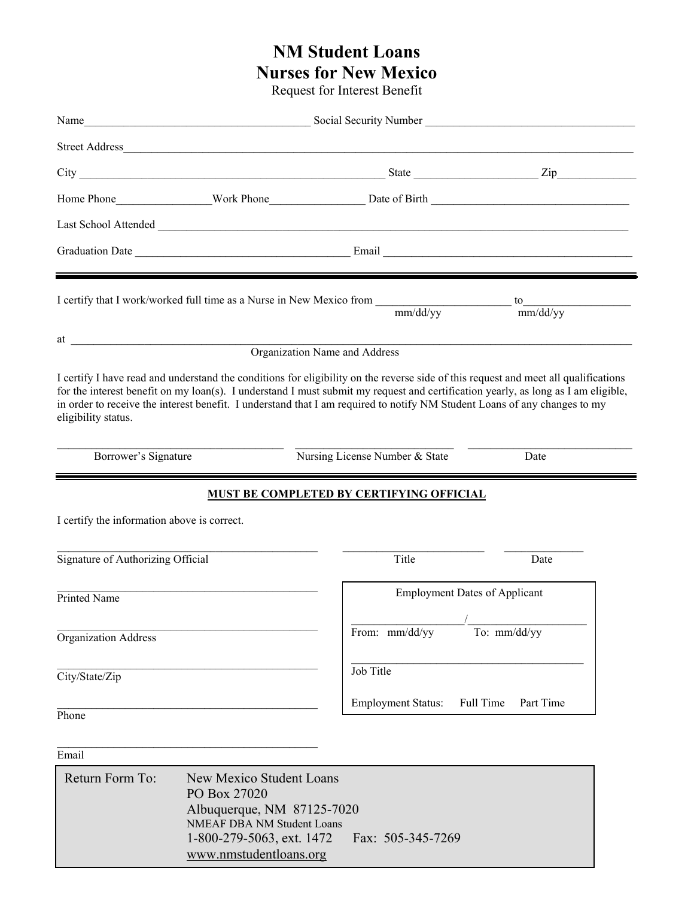# NM Student Loans
# Nurses for New Mexico

Request for Interest Benefit

Name________________________________________ Social Security Number ______________________________________

Street Address_____________________________________________________________________________________________

City ______________________________________________________ State _____________________ Zip______________

Home Phone_________________Work Phone_________________ Date of Birth ___________________________________

Last School Attended ___________________________________________________________________________________

Graduation Date ______________________________________ Email ____________________________________________

---

I certify that I work/worked full time as a Nurse in New Mexico from ________________________ to___________________
mm/dd/yy mm/dd/yy

at _____________________________________________________________________________________________________
Organization Name and Address

I certify I have read and understand the conditions for eligibility on the reverse side of this request and meet all qualifications for the interest benefit on my loan(s). I understand I must submit my request and certification yearly, as long as I am eligible, in order to receive the interest benefit. I understand that I am required to notify NM Student Loans of any changes to my eligibility status.

_______________________________________ ___________________________ ______________________________
Borrower's Signature Nursing License Number & State Date

---

**MUST BE COMPLETED BY CERTIFYING OFFICIAL**

I certify the information above is correct.

_____________________________________________ __________________________ ______________
Signature of Authorizing Official Title Date

_____________________________________________
Printed Name

_____________________________________________
Organization Address

_____________________________________________
City/State/Zip

_____________________________________________
Phone

_____________________________________________
Email

Employment Dates of Applicant

____________________/_____________________
From: mm/dd/yy To: mm/dd/yy

________________________________________
Job Title

Employment Status: Full Time Part Time

Return Form To: New Mexico Student Loans
PO Box 27020
Albuquerque, NM 87125-7020
NMEAF DBA NM Student Loans
1-800-279-5063, ext. 1472 Fax: 505-345-7269
www.nmstudentloans.org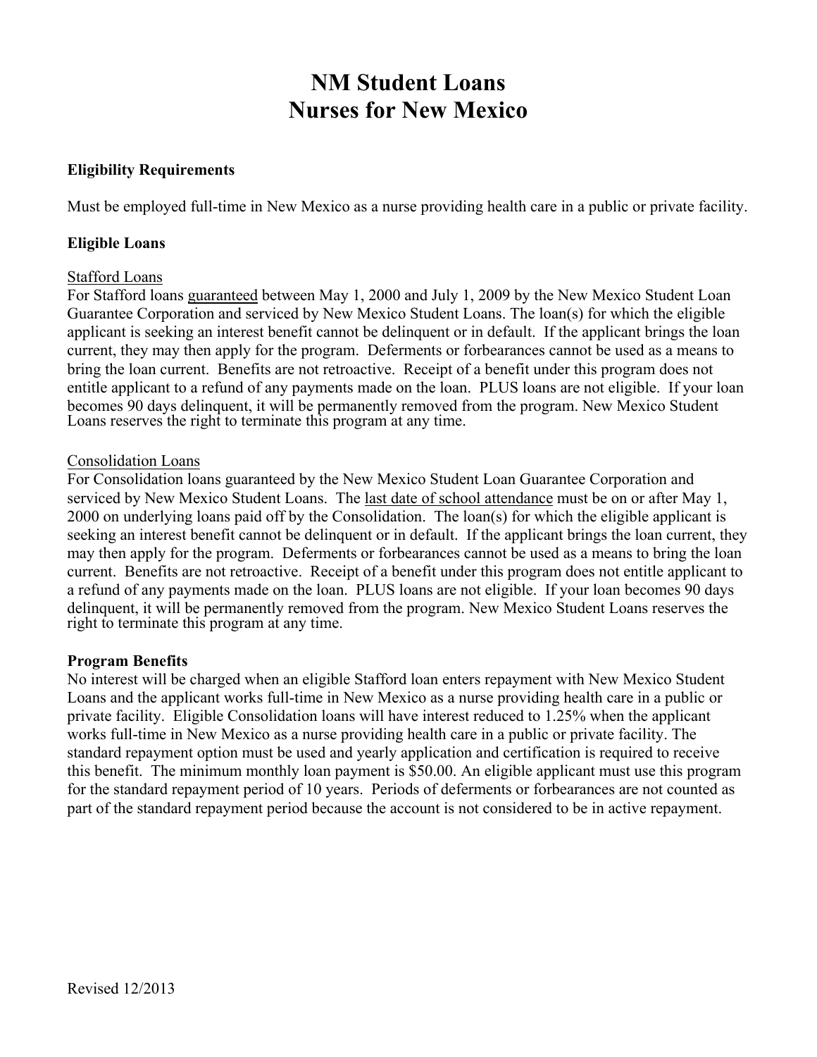# NM Student Loans
# Nurses for New Mexico

**Eligibility Requirements**

Must be employed full-time in New Mexico as a nurse providing health care in a public or private facility.

**Eligible Loans**

<u>Stafford Loans</u>
For Stafford loans <u>guaranteed</u> between May 1, 2000 and July 1, 2009 by the New Mexico Student Loan Guarantee Corporation and serviced by New Mexico Student Loans. The loan(s) for which the eligible applicant is seeking an interest benefit cannot be delinquent or in default. If the applicant brings the loan current, they may then apply for the program. Deferments or forbearances cannot be used as a means to bring the loan current. Benefits are not retroactive. Receipt of a benefit under this program does not entitle applicant to a refund of any payments made on the loan. PLUS loans are not eligible. If your loan becomes 90 days delinquent, it will be permanently removed from the program. New Mexico Student Loans reserves the right to terminate this program at any time.

<u>Consolidation Loans</u>
For Consolidation loans guaranteed by the New Mexico Student Loan Guarantee Corporation and serviced by New Mexico Student Loans. The <u>last date of school attendance</u> must be on or after May 1, 2000 on underlying loans paid off by the Consolidation. The loan(s) for which the eligible applicant is seeking an interest benefit cannot be delinquent or in default. If the applicant brings the loan current, they may then apply for the program. Deferments or forbearances cannot be used as a means to bring the loan current. Benefits are not retroactive. Receipt of a benefit under this program does not entitle applicant to a refund of any payments made on the loan. PLUS loans are not eligible. If your loan becomes 90 days delinquent, it will be permanently removed from the program. New Mexico Student Loans reserves the right to terminate this program at any time.

**Program Benefits**
No interest will be charged when an eligible Stafford loan enters repayment with New Mexico Student Loans and the applicant works full-time in New Mexico as a nurse providing health care in a public or private facility. Eligible Consolidation loans will have interest reduced to 1.25% when the applicant works full-time in New Mexico as a nurse providing health care in a public or private facility. The standard repayment option must be used and yearly application and certification is required to receive this benefit. The minimum monthly loan payment is $50.00. An eligible applicant must use this program for the standard repayment period of 10 years. Periods of deferments or forbearances are not counted as part of the standard repayment period because the account is not considered to be in active repayment.

Revised 12/2013